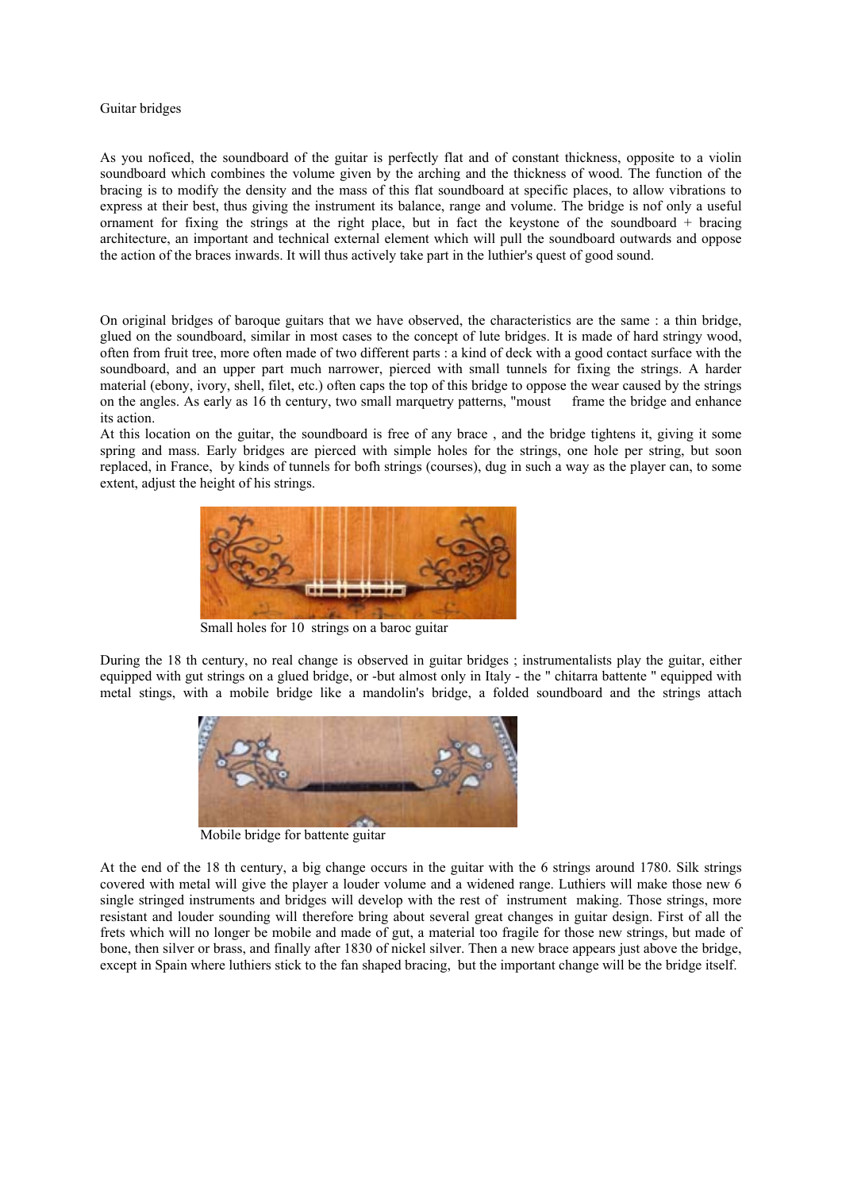Guitar bridges

As you noficed, the soundboard of the guitar is perfectly flat and of constant thickness, opposite to a violin soundboard which combines the volume given by the arching and the thickness of wood. The function of the bracing is to modify the density and the mass of this flat soundboard at specific places, to allow vibrations to express at their best, thus giving the instrument its balance, range and volume. The bridge is nof only a useful ornament for fixing the strings at the right place, but in fact the keystone of the soundboard + bracing architecture, an important and technical external element which will pull the soundboard outwards and oppose the action of the braces inwards. It will thus actively take part in the luthier's quest of good sound.

On original bridges of baroque guitars that we have observed, the characteristics are the same : a thin bridge, glued on the soundboard, similar in most cases to the concept of lute bridges. It is made of hard stringy wood, often from fruit tree, more often made of two different parts : a kind of deck with a good contact surface with the soundboard, and an upper part much narrower, pierced with small tunnels for fixing the strings. A harder material (ebony, ivory, shell, filet, etc.) often caps the top of this bridge to oppose the wear caused by the strings on the angles. As early as 16 th century, two small marquetry patterns, "moust frame the bridge and enhance its action.

At this location on the guitar, the soundboard is free of any brace , and the bridge tightens it, giving it some spring and mass. Early bridges are pierced with simple holes for the strings, one hole per string, but soon replaced, in France, by kinds of tunnels for bofh strings (courses), dug in such a way as the player can, to some extent, adjust the height of his strings.

Small holes for 10 strings on a baroc guitar

During the 18 th century, no real change is observed in guitar bridges ; instrumentalists play the guitar, either equipped with gut strings on a glued bridge, or -but almost only in Italy - the " chitarra battente " equipped with metal stings, with a mobile bridge like a mandolin's bridge, a folded soundboard and the strings attach

Mobile bridge for battente guitar

At the end of the 18 th century, a big change occurs in the guitar with the 6 strings around 1780. Silk strings covered with metal will give the player a louder volume and a widened range. Luthiers will make those new 6 single stringed instruments and bridges will develop with the rest of instrument making. Those strings, more resistant and louder sounding will therefore bring about several great changes in guitar design. First of all the frets which will no longer be mobile and made of gut, a material too fragile for those new strings, but made of bone, then silver or brass, and finally after 1830 of nickel silver. Then a new brace appears just above the bridge, except in Spain where luthiers stick to the fan shaped bracing, but the important change will be the bridge itself.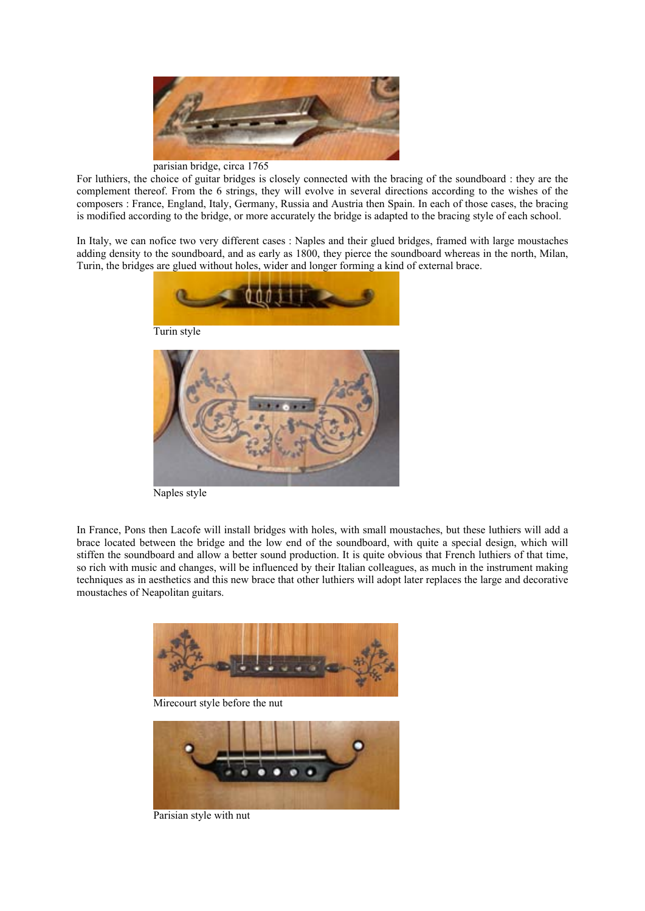parisian bridge, circa 1765

For luthiers, the choice of guitar bridges is closely connected with the bracing of the soundboard : they are the complement thereof. From the 6 strings, they will evolve in several directions according to the wishes of the composers : France, England, Italy, Germany, Russia and Austria then Spain. In each of those cases, the bracing is modified according to the bridge, or more accurately the bridge is adapted to the bracing style of each school.

In Italy, we can nofice two very different cases : Naples and their glued bridges, framed with large moustaches adding density to the soundboard, and as early as 1800, they pierce the soundboard whereas in the north, Milan, Turin, the bridges are glued without holes, wider and longer forming a kind of external brace.

Turin style

Naples style

In France, Pons then Lacofe will install bridges with holes, with small moustaches, but these luthiers will add a brace located between the bridge and the low end of the soundboard, with quite a special design, which will stiffen the soundboard and allow a better sound production. It is quite obvious that French luthiers of that time, so rich with music and changes, will be influenced by their Italian colleagues, as much in the instrument making techniques as in aesthetics and this new brace that other luthiers will adopt later replaces the large and decorative moustaches of Neapolitan guitars.

Mirecourt style before the nut

Parisian style with nut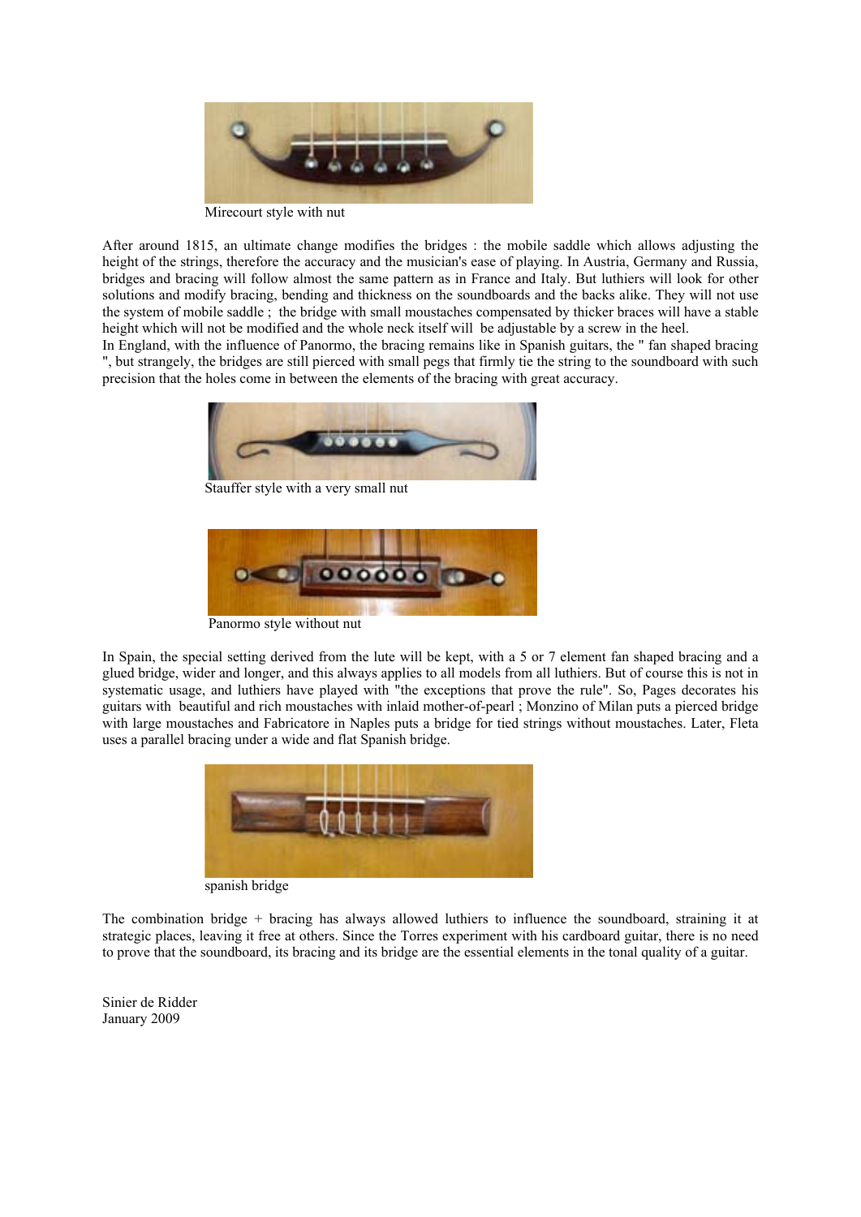Mirecourt style with nut

After around 1815, an ultimate change modifies the bridges : the mobile saddle which allows adjusting the height of the strings, therefore the accuracy and the musician's ease of playing. In Austria, Germany and Russia, bridges and bracing will follow almost the same pattern as in France and Italy. But luthiers will look for other solutions and modify bracing, bending and thickness on the soundboards and the backs alike. They will not use the system of mobile saddle ; the bridge with small moustaches compensated by thicker braces will have a stable height which will not be modified and the whole neck itself will be adjustable by a screw in the heel.
In England, with the influence of Panormo, the bracing remains like in Spanish guitars, the " fan shaped bracing ", but strangely, the bridges are still pierced with small pegs that firmly tie the string to the soundboard with such precision that the holes come in between the elements of the bracing with great accuracy.

Stauffer style with a very small nut

Panormo style without nut

In Spain, the special setting derived from the lute will be kept, with a 5 or 7 element fan shaped bracing and a glued bridge, wider and longer, and this always applies to all models from all luthiers. But of course this is not in systematic usage, and luthiers have played with "the exceptions that prove the rule". So, Pages decorates his guitars with beautiful and rich moustaches with inlaid mother-of-pearl ; Monzino of Milan puts a pierced bridge with large moustaches and Fabricatore in Naples puts a bridge for tied strings without moustaches. Later, Fleta uses a parallel bracing under a wide and flat Spanish bridge.

spanish bridge

The combination bridge + bracing has always allowed luthiers to influence the soundboard, straining it at strategic places, leaving it free at others. Since the Torres experiment with his cardboard guitar, there is no need to prove that the soundboard, its bracing and its bridge are the essential elements in the tonal quality of a guitar.

Sinier de Ridder
January 2009